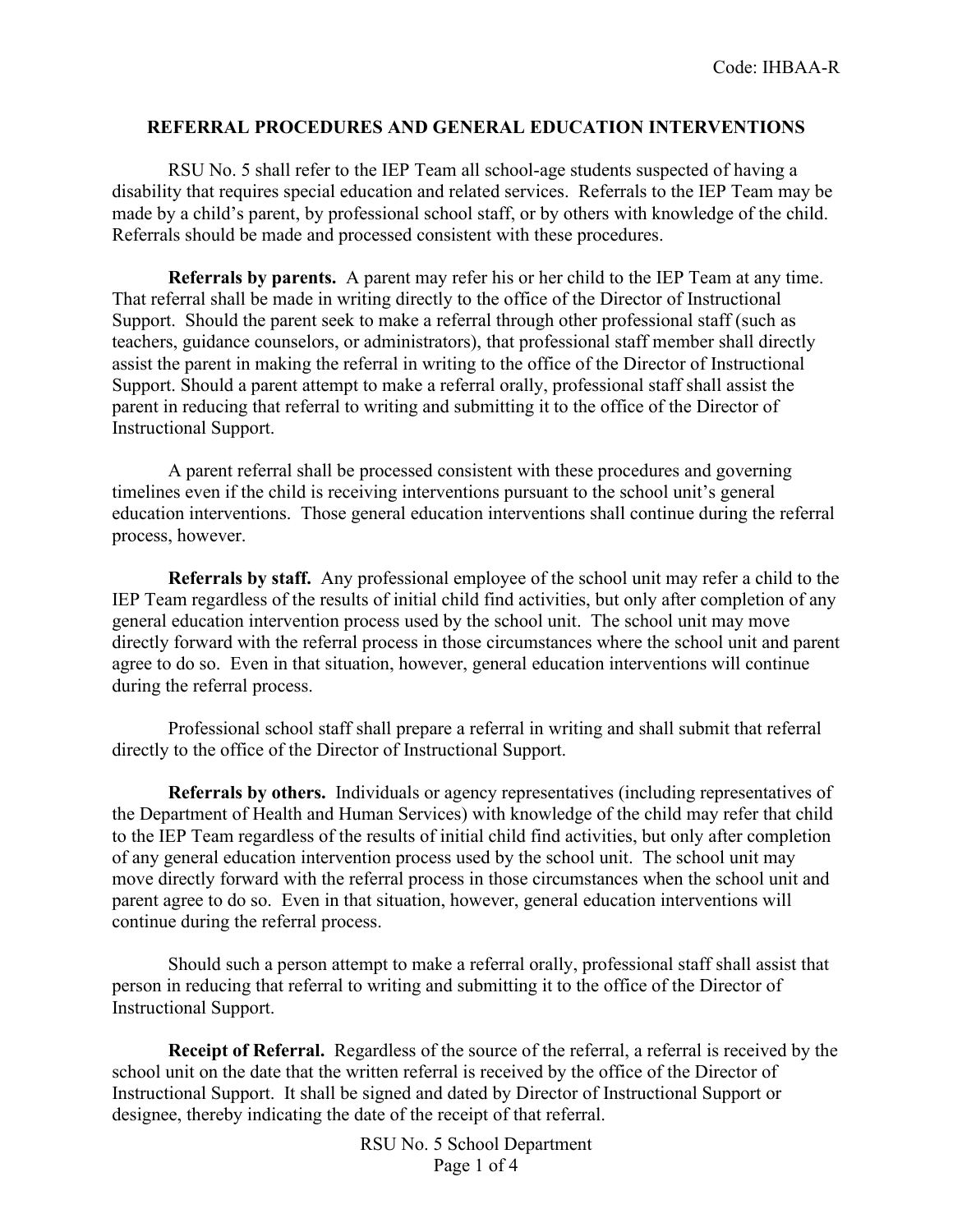Code: IHBAA-R

# REFERRAL PROCEDURES AND GENERAL EDUCATION INTERVENTIONS

RSU No. 5 shall refer to the IEP Team all school-age students suspected of having a disability that requires special education and related services. Referrals to the IEP Team may be made by a child's parent, by professional school staff, or by others with knowledge of the child. Referrals should be made and processed consistent with these procedures.

**Referrals by parents.** A parent may refer his or her child to the IEP Team at any time. That referral shall be made in writing directly to the office of the Director of Instructional Support. Should the parent seek to make a referral through other professional staff (such as teachers, guidance counselors, or administrators), that professional staff member shall directly assist the parent in making the referral in writing to the office of the Director of Instructional Support. Should a parent attempt to make a referral orally, professional staff shall assist the parent in reducing that referral to writing and submitting it to the office of the Director of Instructional Support.

A parent referral shall be processed consistent with these procedures and governing timelines even if the child is receiving interventions pursuant to the school unit's general education interventions. Those general education interventions shall continue during the referral process, however.

**Referrals by staff.** Any professional employee of the school unit may refer a child to the IEP Team regardless of the results of initial child find activities, but only after completion of any general education intervention process used by the school unit. The school unit may move directly forward with the referral process in those circumstances where the school unit and parent agree to do so. Even in that situation, however, general education interventions will continue during the referral process.

Professional school staff shall prepare a referral in writing and shall submit that referral directly to the office of the Director of Instructional Support.

**Referrals by others.** Individuals or agency representatives (including representatives of the Department of Health and Human Services) with knowledge of the child may refer that child to the IEP Team regardless of the results of initial child find activities, but only after completion of any general education intervention process used by the school unit. The school unit may move directly forward with the referral process in those circumstances when the school unit and parent agree to do so. Even in that situation, however, general education interventions will continue during the referral process.

Should such a person attempt to make a referral orally, professional staff shall assist that person in reducing that referral to writing and submitting it to the office of the Director of Instructional Support.

**Receipt of Referral.** Regardless of the source of the referral, a referral is received by the school unit on the date that the written referral is received by the office of the Director of Instructional Support. It shall be signed and dated by Director of Instructional Support or designee, thereby indicating the date of the receipt of that referral.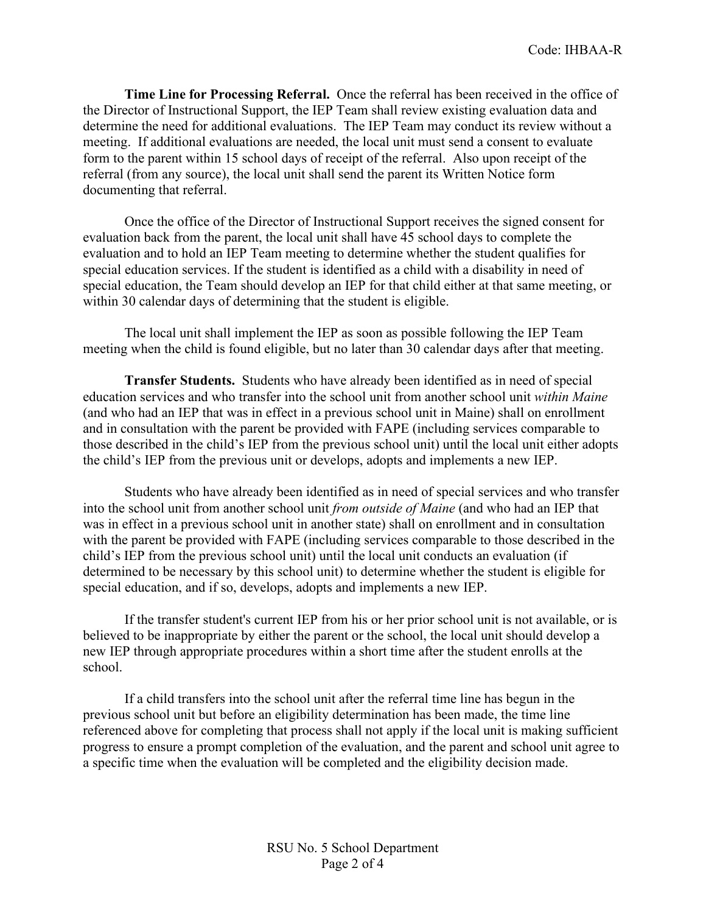**Time Line for Processing Referral.** Once the referral has been received in the office of the Director of Instructional Support, the IEP Team shall review existing evaluation data and determine the need for additional evaluations. The IEP Team may conduct its review without a meeting. If additional evaluations are needed, the local unit must send a consent to evaluate form to the parent within 15 school days of receipt of the referral. Also upon receipt of the referral (from any source), the local unit shall send the parent its Written Notice form documenting that referral.

Once the office of the Director of Instructional Support receives the signed consent for evaluation back from the parent, the local unit shall have 45 school days to complete the evaluation and to hold an IEP Team meeting to determine whether the student qualifies for special education services. If the student is identified as a child with a disability in need of special education, the Team should develop an IEP for that child either at that same meeting, or within 30 calendar days of determining that the student is eligible.

The local unit shall implement the IEP as soon as possible following the IEP Team meeting when the child is found eligible, but no later than 30 calendar days after that meeting.

**Transfer Students.** Students who have already been identified as in need of special education services and who transfer into the school unit from another school unit *within Maine* (and who had an IEP that was in effect in a previous school unit in Maine) shall on enrollment and in consultation with the parent be provided with FAPE (including services comparable to those described in the child's IEP from the previous school unit) until the local unit either adopts the child's IEP from the previous unit or develops, adopts and implements a new IEP.

Students who have already been identified as in need of special services and who transfer into the school unit from another school unit *from outside of Maine* (and who had an IEP that was in effect in a previous school unit in another state) shall on enrollment and in consultation with the parent be provided with FAPE (including services comparable to those described in the child's IEP from the previous school unit) until the local unit conducts an evaluation (if determined to be necessary by this school unit) to determine whether the student is eligible for special education, and if so, develops, adopts and implements a new IEP.

If the transfer student's current IEP from his or her prior school unit is not available, or is believed to be inappropriate by either the parent or the school, the local unit should develop a new IEP through appropriate procedures within a short time after the student enrolls at the school.

If a child transfers into the school unit after the referral time line has begun in the previous school unit but before an eligibility determination has been made, the time line referenced above for completing that process shall not apply if the local unit is making sufficient progress to ensure a prompt completion of the evaluation, and the parent and school unit agree to a specific time when the evaluation will be completed and the eligibility decision made.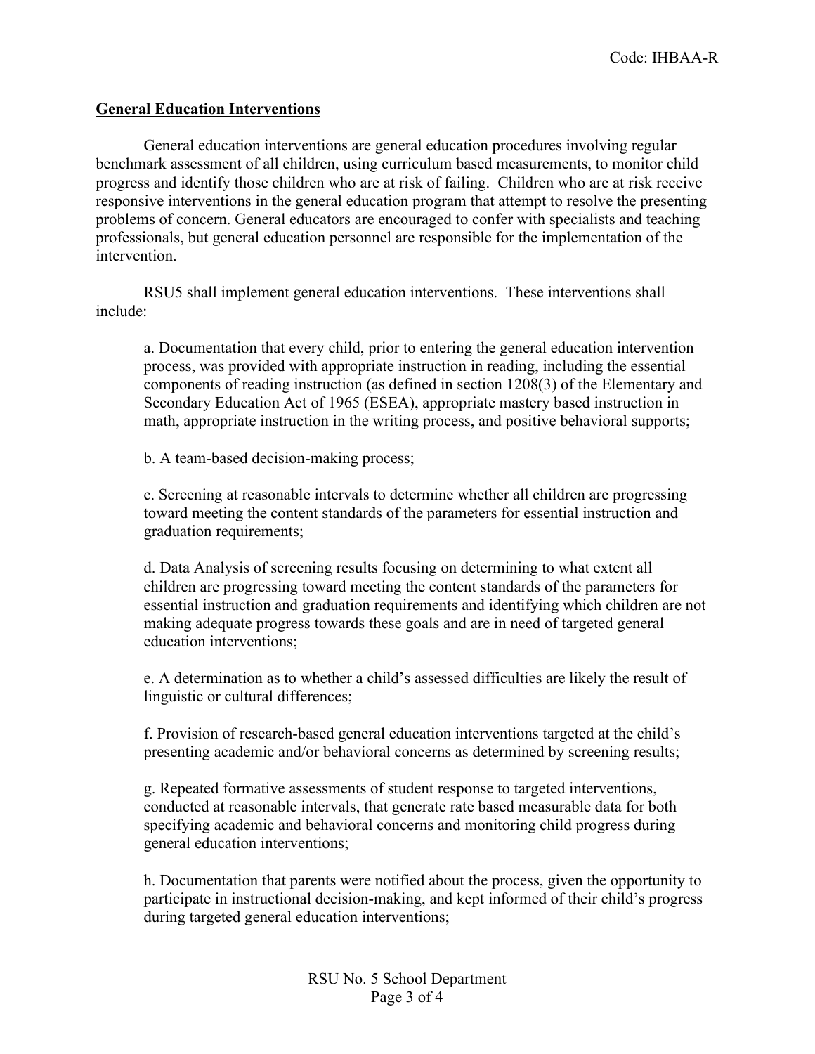## General Education Interventions

General education interventions are general education procedures involving regular benchmark assessment of all children, using curriculum based measurements, to monitor child progress and identify those children who are at risk of failing. Children who are at risk receive responsive interventions in the general education program that attempt to resolve the presenting problems of concern. General educators are encouraged to confer with specialists and teaching professionals, but general education personnel are responsible for the implementation of the intervention.

RSU5 shall implement general education interventions. These interventions shall include:

a. Documentation that every child, prior to entering the general education intervention process, was provided with appropriate instruction in reading, including the essential components of reading instruction (as defined in section 1208(3) of the Elementary and Secondary Education Act of 1965 (ESEA), appropriate mastery based instruction in math, appropriate instruction in the writing process, and positive behavioral supports;

b. A team-based decision-making process;

c. Screening at reasonable intervals to determine whether all children are progressing toward meeting the content standards of the parameters for essential instruction and graduation requirements;

d. Data Analysis of screening results focusing on determining to what extent all children are progressing toward meeting the content standards of the parameters for essential instruction and graduation requirements and identifying which children are not making adequate progress towards these goals and are in need of targeted general education interventions;

e. A determination as to whether a child's assessed difficulties are likely the result of linguistic or cultural differences;

f. Provision of research-based general education interventions targeted at the child's presenting academic and/or behavioral concerns as determined by screening results;

g. Repeated formative assessments of student response to targeted interventions, conducted at reasonable intervals, that generate rate based measurable data for both specifying academic and behavioral concerns and monitoring child progress during general education interventions;

h. Documentation that parents were notified about the process, given the opportunity to participate in instructional decision-making, and kept informed of their child's progress during targeted general education interventions;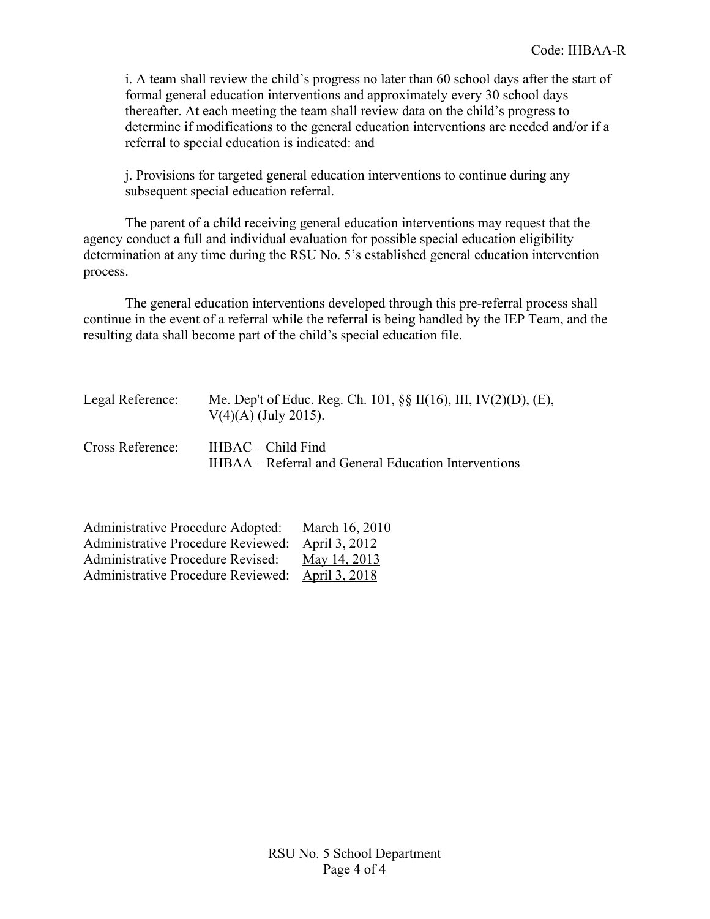i. A team shall review the child's progress no later than 60 school days after the start of formal general education interventions and approximately every 30 school days thereafter. At each meeting the team shall review data on the child's progress to determine if modifications to the general education interventions are needed and/or if a referral to special education is indicated: and

j. Provisions for targeted general education interventions to continue during any subsequent special education referral.

The parent of a child receiving general education interventions may request that the agency conduct a full and individual evaluation for possible special education eligibility determination at any time during the RSU No. 5's established general education intervention process.

The general education interventions developed through this pre-referral process shall continue in the event of a referral while the referral is being handled by the IEP Team, and the resulting data shall become part of the child's special education file.

| | |
|---|---|
| Legal Reference: | Me. Dep't of Educ. Reg. Ch. 101, §§ II(16), III, IV(2)(D), (E), V(4)(A) (July 2015). |
| Cross Reference: | IHBAC – Child Find<br>IHBAA – Referral and General Education Interventions |

| | |
|---|---|
| Administrative Procedure Adopted: | March 16, 2010 |
| Administrative Procedure Reviewed: | April 3, 2012 |
| Administrative Procedure Revised: | May 14, 2013 |
| Administrative Procedure Reviewed: | April 3, 2018 |

RSU No. 5 School Department